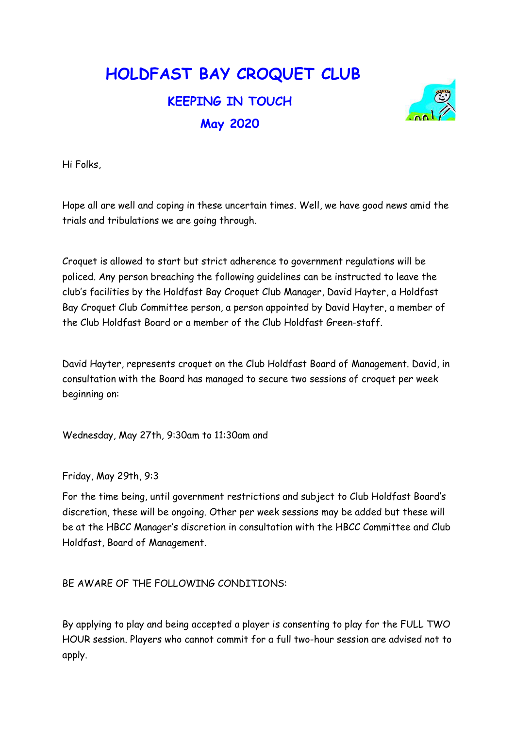# HOLDFAST BAY CROQUET CLUB

## KEEPING IN TOUCH

## May 2020

Hi Folks,

Hope all are well and coping in these uncertain times. Well, we have good news amid the trials and tribulations we are going through.

Croquet is allowed to start but strict adherence to government regulations will be policed. Any person breaching the following guidelines can be instructed to leave the club's facilities by the Holdfast Bay Croquet Club Manager, David Hayter, a Holdfast Bay Croquet Club Committee person, a person appointed by David Hayter, a member of the Club Holdfast Board or a member of the Club Holdfast Green-staff.

David Hayter, represents croquet on the Club Holdfast Board of Management. David, in consultation with the Board has managed to secure two sessions of croquet per week beginning on:

Wednesday, May 27th, 9:30am to 11:30am and

Friday, May 29th, 9:3

For the time being, until government restrictions and subject to Club Holdfast Board's discretion, these will be ongoing. Other per week sessions may be added but these will be at the HBCC Manager's discretion in consultation with the HBCC Committee and Club Holdfast, Board of Management.

BE AWARE OF THE FOLLOWING CONDITIONS:

By applying to play and being accepted a player is consenting to play for the FULL TWO HOUR session. Players who cannot commit for a full two-hour session are advised not to apply.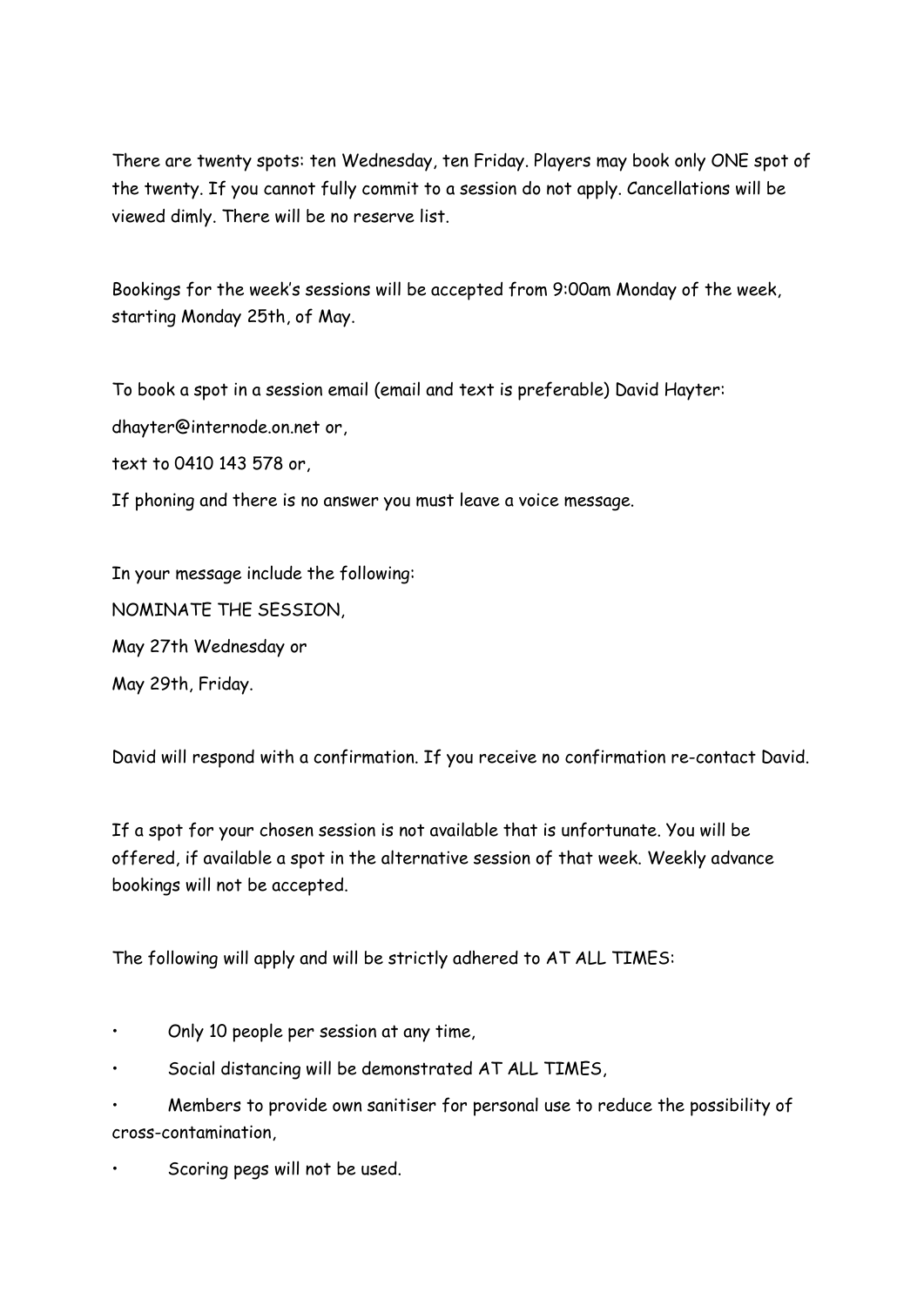There are twenty spots: ten Wednesday, ten Friday. Players may book only ONE spot of the twenty. If you cannot fully commit to a session do not apply. Cancellations will be viewed dimly. There will be no reserve list.

Bookings for the week's sessions will be accepted from 9:00am Monday of the week, starting Monday 25th, of May.

To book a spot in a session email (email and text is preferable) David Hayter:

dhayter@internode.on.net or,

text to 0410 143 578 or,

If phoning and there is no answer you must leave a voice message.

In your message include the following:

NOMINATE THE SESSION,

May 27th Wednesday or

May 29th, Friday.

David will respond with a confirmation. If you receive no confirmation re-contact David.

If a spot for your chosen session is not available that is unfortunate. You will be offered, if available a spot in the alternative session of that week. Weekly advance bookings will not be accepted.

The following will apply and will be strictly adhered to AT ALL TIMES:

- Only 10 people per session at any time,
- Social distancing will be demonstrated AT ALL TIMES,
- Members to provide own sanitiser for personal use to reduce the possibility of cross-contamination,
- Scoring pegs will not be used.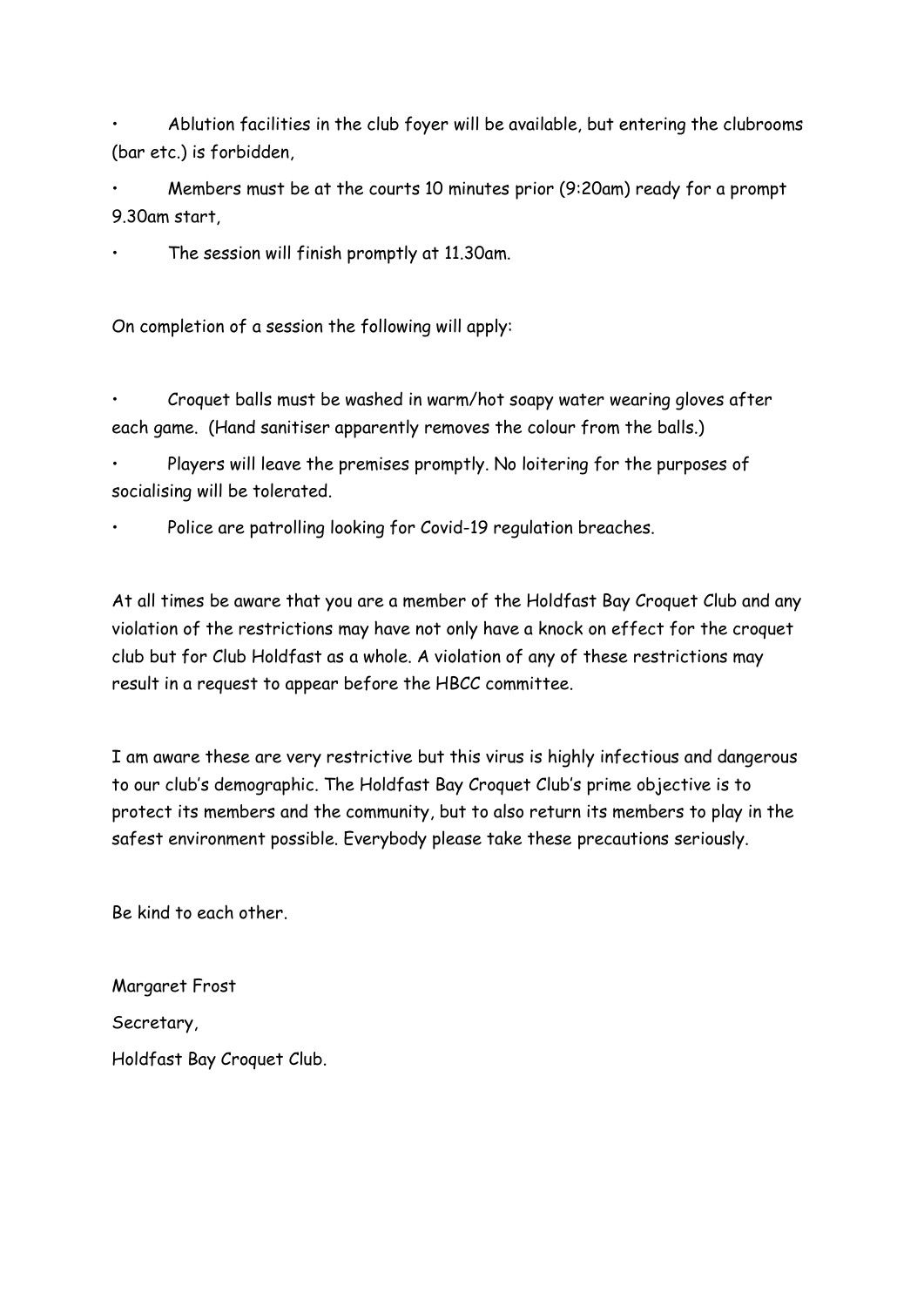- Ablution facilities in the club foyer will be available, but entering the clubrooms (bar etc.) is forbidden,
- Members must be at the courts 10 minutes prior (9:20am) ready for a prompt 9.30am start,
- The session will finish promptly at 11.30am.

On completion of a session the following will apply:

- Croquet balls must be washed in warm/hot soapy water wearing gloves after each game. (Hand sanitiser apparently removes the colour from the balls.)
- Players will leave the premises promptly. No loitering for the purposes of socialising will be tolerated.
- Police are patrolling looking for Covid-19 regulation breaches.

At all times be aware that you are a member of the Holdfast Bay Croquet Club and any violation of the restrictions may have not only have a knock on effect for the croquet club but for Club Holdfast as a whole. A violation of any of these restrictions may result in a request to appear before the HBCC committee.

I am aware these are very restrictive but this virus is highly infectious and dangerous to our club's demographic. The Holdfast Bay Croquet Club's prime objective is to protect its members and the community, but to also return its members to play in the safest environment possible. Everybody please take these precautions seriously.

Be kind to each other.

Margaret Frost

Secretary,

Holdfast Bay Croquet Club.